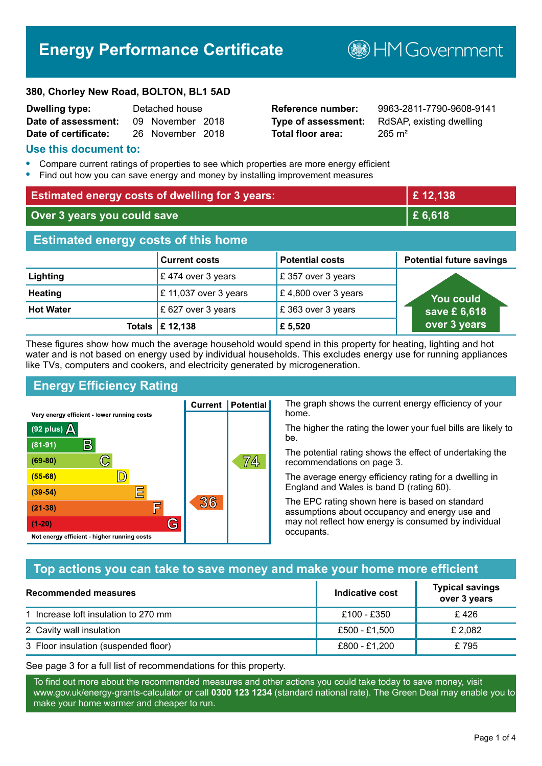# Energy Performance Certificate

HM Government

**380, Chorley New Road, BOLTON, BL1 5AD**

| | | | |
|---|---|---|---|
| **Dwelling type:** | Detached house | **Reference number:** | 9963-2811-7790-9608-9141 |
| **Date of assessment:** | 09 November 2018 | **Type of assessment:** | RdSAP, existing dwelling |
| **Date of certificate:** | 26 November 2018 | **Total floor area:** | 265 m² |

## Use this document to:

- Compare current ratings of properties to see which properties are more energy efficient
- Find out how you can save energy and money by installing improvement measures

| | |
|---|---|
| **Estimated energy costs of dwelling for 3 years:** | **£ 12,138** |
| **Over 3 years you could save** | **£ 6,618** |

## Estimated energy costs of this home

| | Current costs | Potential costs | Potential future savings |
|---|---|---|---|
| **Lighting** | £ 474 over 3 years | £ 357 over 3 years | You could save £ 6,618 over 3 years |
| **Heating** | £ 11,037 over 3 years | £ 4,800 over 3 years | |
| **Hot Water** | £ 627 over 3 years | £ 363 over 3 years | |
| **Totals** | **£ 12,138** | **£ 5,520** | |

These figures show how much the average household would spend in this property for heating, lighting and hot water and is not based on energy used by individual households. This excludes energy use for running appliances like TVs, computers and cookers, and electricity generated by microgeneration.

## Energy Efficiency Rating

| Rating | Current | Potential |
|---|---|---|
| Very energy efficient - lower running costs | | |
| (92 plus) A | | |
| (81-91) B | | |
| (69-80) C | | 74 |
| (55-68) D | | |
| (39-54) E | | |
| (21-38) F | 36 | |
| (1-20) G | | |
| Not energy efficient - higher running costs | | |

The graph shows the current energy efficiency of your home.

The higher the rating the lower your fuel bills are likely to be.

The potential rating shows the effect of undertaking the recommendations on page 3.

The average energy efficiency rating for a dwelling in England and Wales is band D (rating 60).

The EPC rating shown here is based on standard assumptions about occupancy and energy use and may not reflect how energy is consumed by individual occupants.

## Top actions you can take to save money and make your home more efficient

| Recommended measures | Indicative cost | Typical savings over 3 years |
|---|---|---|
| 1 Increase loft insulation to 270 mm | £100 - £350 | £ 426 |
| 2 Cavity wall insulation | £500 - £1,500 | £ 2,082 |
| 3 Floor insulation (suspended floor) | £800 - £1,200 | £ 795 |

See page 3 for a full list of recommendations for this property.

To find out more about the recommended measures and other actions you could take today to save money, visit www.gov.uk/energy-grants-calculator or call **0300 123 1234** (standard national rate). The Green Deal may enable you to make your home warmer and cheaper to run.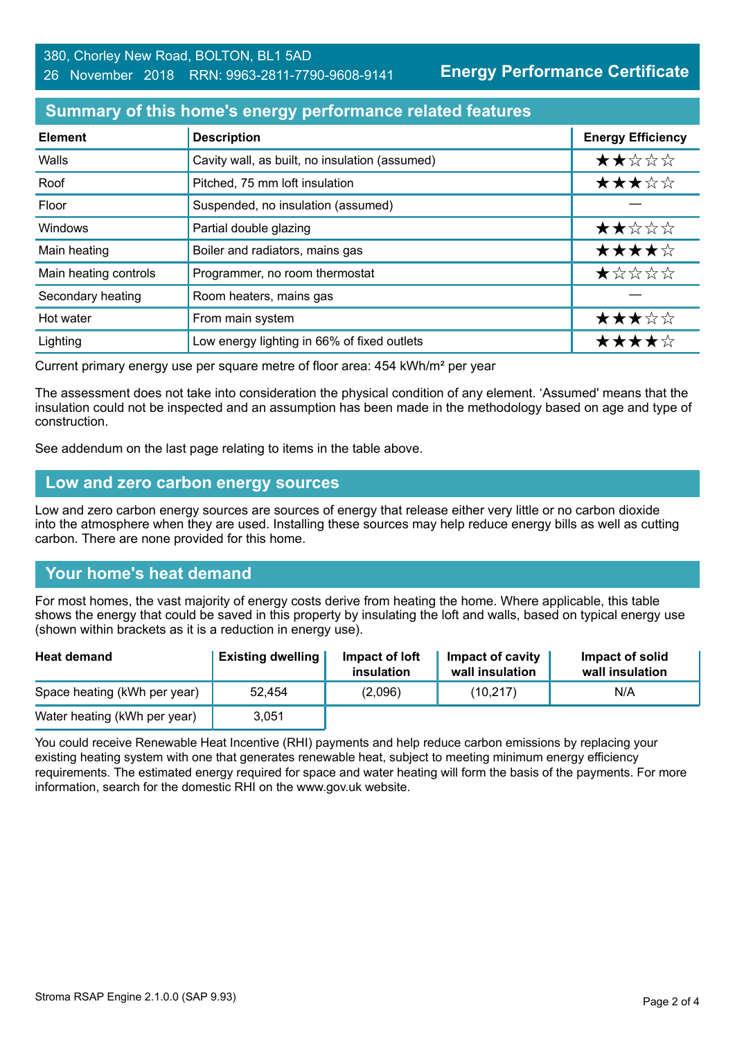380, Chorley New Road, BOLTON, BL1 5AD
26 November 2018 RRN: 9963-2811-7790-9608-9141

**Energy Performance Certificate**

## Summary of this home's energy performance related features

| Element | Description | Energy Efficiency |
|---|---|---|
| Walls | Cavity wall, as built, no insulation (assumed) | ★★☆☆☆ |
| Roof | Pitched, 75 mm loft insulation | ★★★☆☆ |
| Floor | Suspended, no insulation (assumed) | — |
| Windows | Partial double glazing | ★★☆☆☆ |
| Main heating | Boiler and radiators, mains gas | ★★★★☆ |
| Main heating controls | Programmer, no room thermostat | ★☆☆☆☆ |
| Secondary heating | Room heaters, mains gas | — |
| Hot water | From main system | ★★★☆☆ |
| Lighting | Low energy lighting in 66% of fixed outlets | ★★★★☆ |

Current primary energy use per square metre of floor area: 454 kWh/m² per year

The assessment does not take into consideration the physical condition of any element. 'Assumed' means that the insulation could not be inspected and an assumption has been made in the methodology based on age and type of construction.

See addendum on the last page relating to items in the table above.

## Low and zero carbon energy sources

Low and zero carbon energy sources are sources of energy that release either very little or no carbon dioxide into the atmosphere when they are used. Installing these sources may help reduce energy bills as well as cutting carbon. There are none provided for this home.

## Your home's heat demand

For most homes, the vast majority of energy costs derive from heating the home. Where applicable, this table shows the energy that could be saved in this property by insulating the loft and walls, based on typical energy use (shown within brackets as it is a reduction in energy use).

| Heat demand | Existing dwelling | Impact of loft insulation | Impact of cavity wall insulation | Impact of solid wall insulation |
|---|---|---|---|---|
| Space heating (kWh per year) | 52,454 | (2,096) | (10,217) | N/A |
| Water heating (kWh per year) | 3,051 | | | |

You could receive Renewable Heat Incentive (RHI) payments and help reduce carbon emissions by replacing your existing heating system with one that generates renewable heat, subject to meeting minimum energy efficiency requirements. The estimated energy required for space and water heating will form the basis of the payments. For more information, search for the domestic RHI on the www.gov.uk website.

Stroma RSAP Engine 2.1.0.0 (SAP 9.93)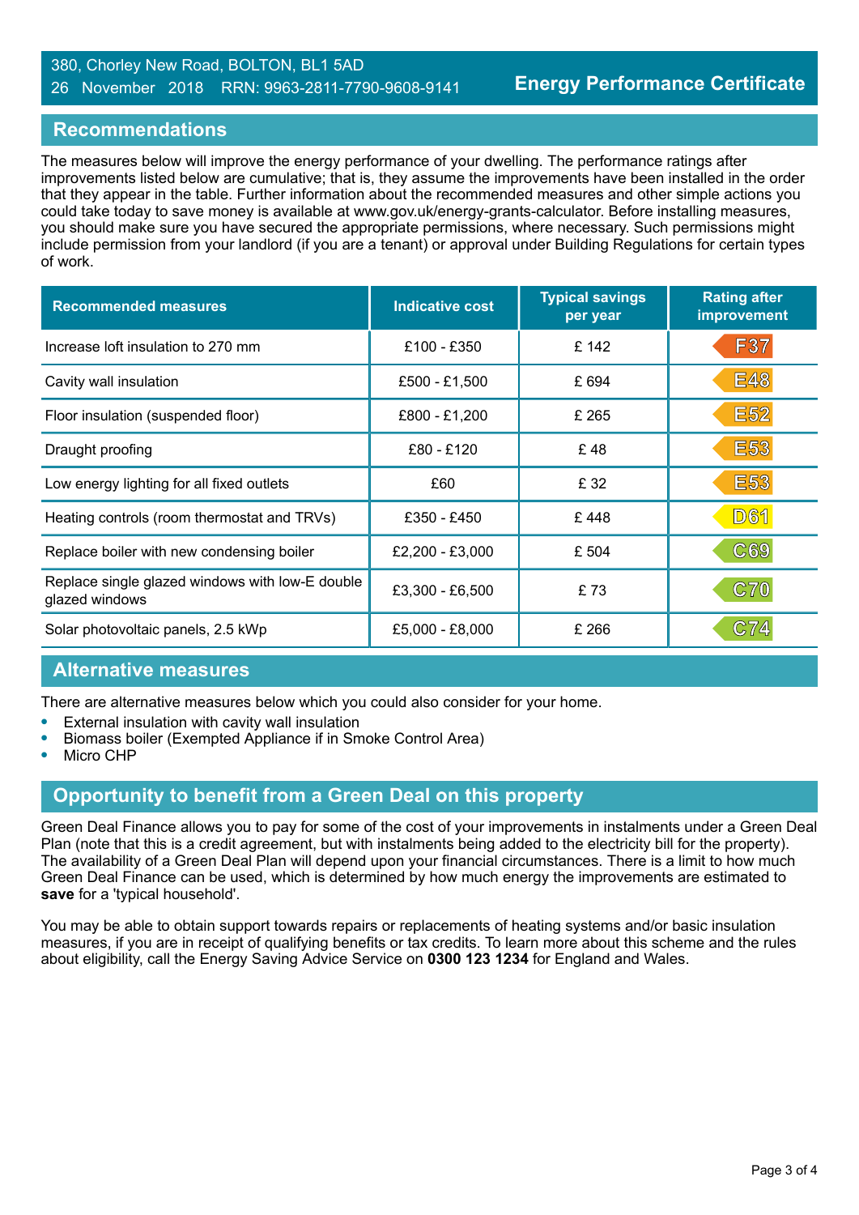380, Chorley New Road, BOLTON, BL1 5AD
26 November 2018 RRN: 9963-2811-7790-9608-9141

**Energy Performance Certificate**

## Recommendations

The measures below will improve the energy performance of your dwelling. The performance ratings after improvements listed below are cumulative; that is, they assume the improvements have been installed in the order that they appear in the table. Further information about the recommended measures and other simple actions you could take today to save money is available at www.gov.uk/energy-grants-calculator. Before installing measures, you should make sure you have secured the appropriate permissions, where necessary. Such permissions might include permission from your landlord (if you are a tenant) or approval under Building Regulations for certain types of work.

| Recommended measures | Indicative cost | Typical savings per year | Rating after improvement |
|---|---|---|---|
| Increase loft insulation to 270 mm | £100 - £350 | £ 142 | F37 |
| Cavity wall insulation | £500 - £1,500 | £ 694 | E48 |
| Floor insulation (suspended floor) | £800 - £1,200 | £ 265 | E52 |
| Draught proofing | £80 - £120 | £ 48 | E53 |
| Low energy lighting for all fixed outlets | £60 | £ 32 | E53 |
| Heating controls (room thermostat and TRVs) | £350 - £450 | £ 448 | D61 |
| Replace boiler with new condensing boiler | £2,200 - £3,000 | £ 504 | C69 |
| Replace single glazed windows with low-E double glazed windows | £3,300 - £6,500 | £ 73 | C70 |
| Solar photovoltaic panels, 2.5 kWp | £5,000 - £8,000 | £ 266 | C74 |

## Alternative measures

There are alternative measures below which you could also consider for your home.

- External insulation with cavity wall insulation
- Biomass boiler (Exempted Appliance if in Smoke Control Area)
- Micro CHP

## Opportunity to benefit from a Green Deal on this property

Green Deal Finance allows you to pay for some of the cost of your improvements in instalments under a Green Deal Plan (note that this is a credit agreement, but with instalments being added to the electricity bill for the property). The availability of a Green Deal Plan will depend upon your financial circumstances. There is a limit to how much Green Deal Finance can be used, which is determined by how much energy the improvements are estimated to **save** for a 'typical household'.

You may be able to obtain support towards repairs or replacements of heating systems and/or basic insulation measures, if you are in receipt of qualifying benefits or tax credits. To learn more about this scheme and the rules about eligibility, call the Energy Saving Advice Service on **0300 123 1234** for England and Wales.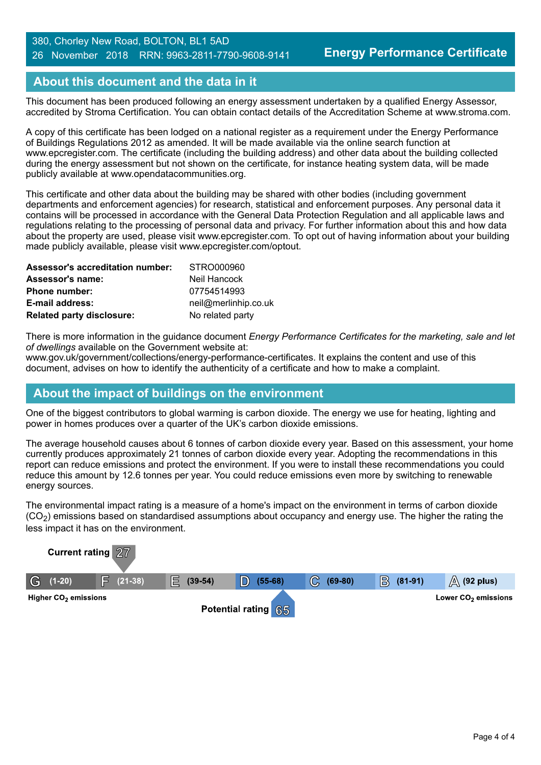380, Chorley New Road, BOLTON, BL1 5AD
26 November 2018 RRN: 9963-2811-7790-9608-9141

**Energy Performance Certificate**

## About this document and the data in it

This document has been produced following an energy assessment undertaken by a qualified Energy Assessor, accredited by Stroma Certification. You can obtain contact details of the Accreditation Scheme at www.stroma.com.

A copy of this certificate has been lodged on a national register as a requirement under the Energy Performance of Buildings Regulations 2012 as amended. It will be made available via the online search function at www.epcregister.com. The certificate (including the building address) and other data about the building collected during the energy assessment but not shown on the certificate, for instance heating system data, will be made publicly available at www.opendatacommunities.org.

This certificate and other data about the building may be shared with other bodies (including government departments and enforcement agencies) for research, statistical and enforcement purposes. Any personal data it contains will be processed in accordance with the General Data Protection Regulation and all applicable laws and regulations relating to the processing of personal data and privacy. For further information about this and how data about the property are used, please visit www.epcregister.com. To opt out of having information about your building made publicly available, please visit www.epcregister.com/optout.

| | |
|---|---|
| **Assessor's accreditation number:** | STRO000960 |
| **Assessor's name:** | Neil Hancock |
| **Phone number:** | 07754514993 |
| **E-mail address:** | neil@merlinhip.co.uk |
| **Related party disclosure:** | No related party |

There is more information in the guidance document *Energy Performance Certificates for the marketing, sale and let of dwellings* available on the Government website at: www.gov.uk/government/collections/energy-performance-certificates. It explains the content and use of this document, advises on how to identify the authenticity of a certificate and how to make a complaint.

## About the impact of buildings on the environment

One of the biggest contributors to global warming is carbon dioxide. The energy we use for heating, lighting and power in homes produces over a quarter of the UK's carbon dioxide emissions.

The average household causes about 6 tonnes of carbon dioxide every year. Based on this assessment, your home currently produces approximately 21 tonnes of carbon dioxide every year. Adopting the recommendations in this report can reduce emissions and protect the environment. If you were to install these recommendations you could reduce this amount by 12.6 tonnes per year. You could reduce emissions even more by switching to renewable energy sources.

The environmental impact rating is a measure of a home's impact on the environment in terms of carbon dioxide ($CO_2$) emissions based on standardised assumptions about occupancy and energy use. The higher the rating the less impact it has on the environment.

Current rating 27

G (1-20) F (21-38) E (39-54) D (55-68) C (69-80) B (81-91) A (92 plus)

Higher $CO_2$ emissions

Lower $CO_2$ emissions

Potential rating 65